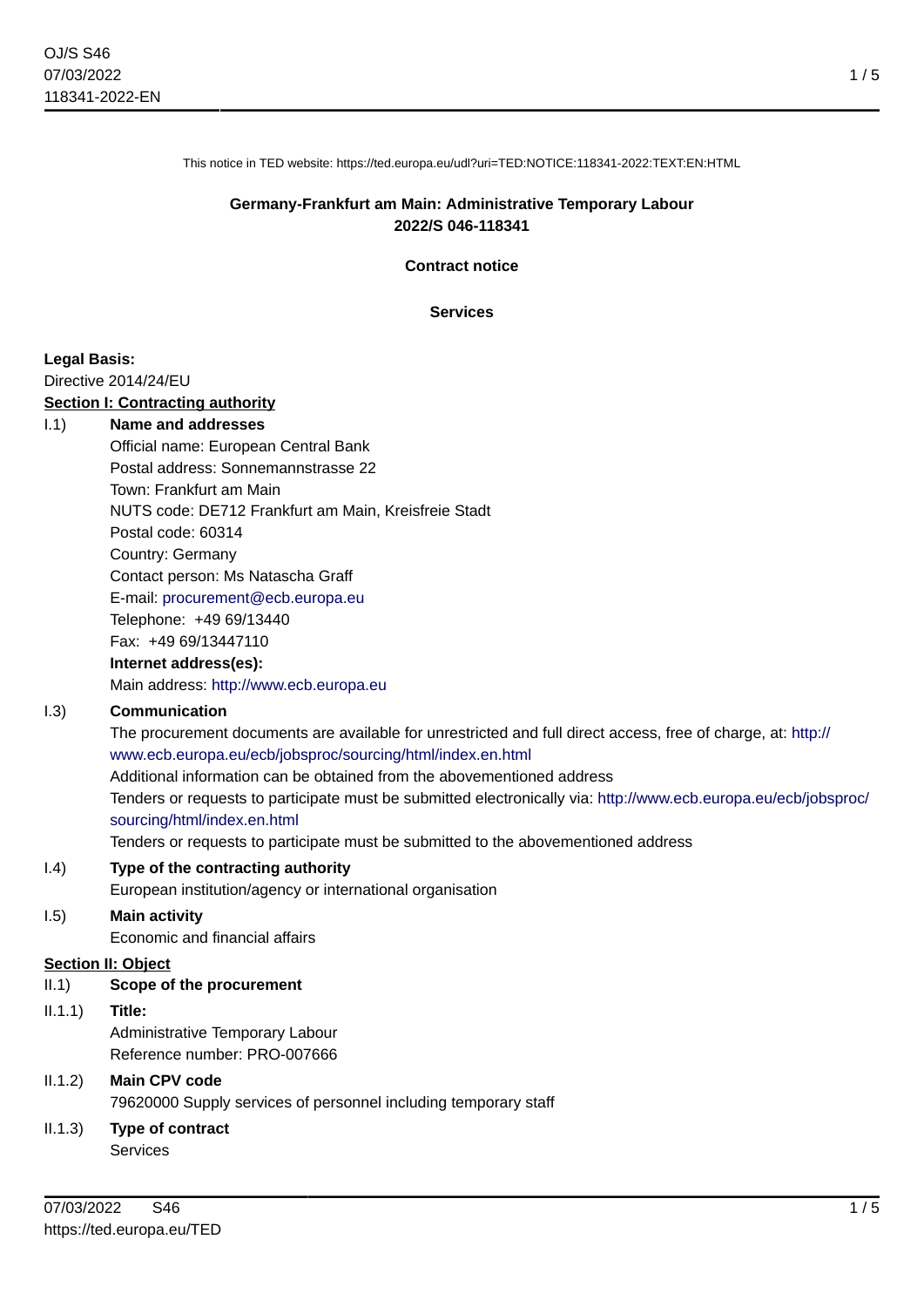This notice in TED website: https://ted.europa.eu/udl?uri=TED:NOTICE:118341-2022:TEXT:EN:HTML

# Germany-Frankfurt am Main: Administrative Temporary Labour
## 2022/S 046-118341

### Contract notice

### Services

**Legal Basis:**

Directive 2014/24/EU

**Section I: Contracting authority**

I.1) **Name and addresses**

Official name: European Central Bank
Postal address: Sonnemannstrasse 22
Town: Frankfurt am Main
NUTS code: DE712 Frankfurt am Main, Kreisfreie Stadt
Postal code: 60314
Country: Germany
Contact person: Ms Natascha Graff
E-mail: procurement@ecb.europa.eu
Telephone: +49 69/13440
Fax: +49 69/13447110

**Internet address(es):**

Main address: http://www.ecb.europa.eu

I.3) **Communication**

The procurement documents are available for unrestricted and full direct access, free of charge, at: http://www.ecb.europa.eu/ecb/jobsproc/sourcing/html/index.en.html
Additional information can be obtained from the abovementioned address
Tenders or requests to participate must be submitted electronically via: http://www.ecb.europa.eu/ecb/jobsproc/sourcing/html/index.en.html
Tenders or requests to participate must be submitted to the abovementioned address

I.4) **Type of the contracting authority**

European institution/agency or international organisation

I.5) **Main activity**

Economic and financial affairs

**Section II: Object**

II.1) **Scope of the procurement**

II.1.1) **Title:**

Administrative Temporary Labour
Reference number: PRO-007666

II.1.2) **Main CPV code**

79620000 Supply services of personnel including temporary staff

II.1.3) **Type of contract**

Services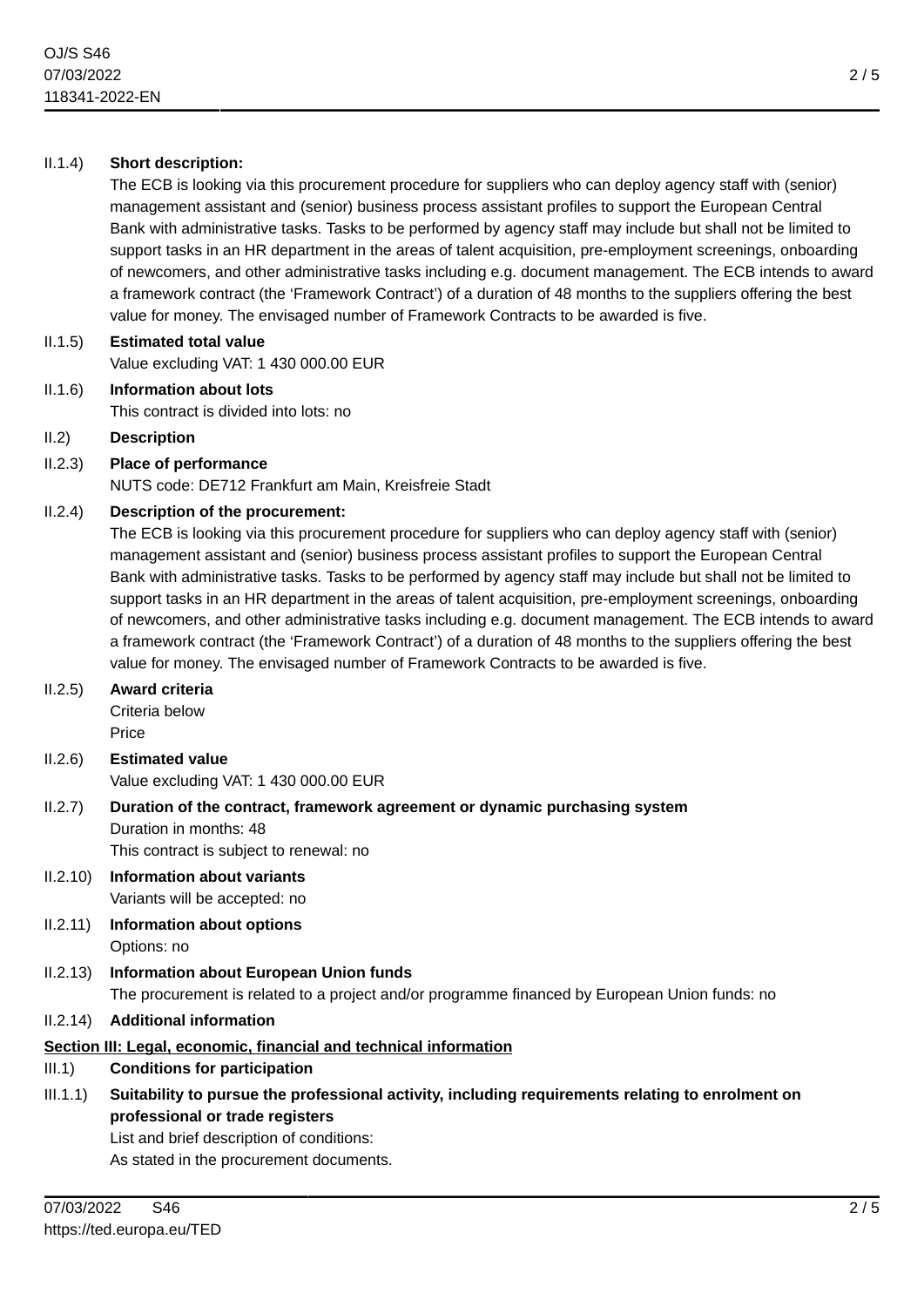II.1.4) **Short description:**

The ECB is looking via this procurement procedure for suppliers who can deploy agency staff with (senior) management assistant and (senior) business process assistant profiles to support the European Central Bank with administrative tasks. Tasks to be performed by agency staff may include but shall not be limited to support tasks in an HR department in the areas of talent acquisition, pre-employment screenings, onboarding of newcomers, and other administrative tasks including e.g. document management. The ECB intends to award a framework contract (the 'Framework Contract') of a duration of 48 months to the suppliers offering the best value for money. The envisaged number of Framework Contracts to be awarded is five.

II.1.5) **Estimated total value**

Value excluding VAT: 1 430 000.00 EUR

II.1.6) **Information about lots**

This contract is divided into lots: no

II.2) **Description**

II.2.3) **Place of performance**

NUTS code: DE712 Frankfurt am Main, Kreisfreie Stadt

II.2.4) **Description of the procurement:**

The ECB is looking via this procurement procedure for suppliers who can deploy agency staff with (senior) management assistant and (senior) business process assistant profiles to support the European Central Bank with administrative tasks. Tasks to be performed by agency staff may include but shall not be limited to support tasks in an HR department in the areas of talent acquisition, pre-employment screenings, onboarding of newcomers, and other administrative tasks including e.g. document management. The ECB intends to award a framework contract (the 'Framework Contract') of a duration of 48 months to the suppliers offering the best value for money. The envisaged number of Framework Contracts to be awarded is five.

II.2.5) **Award criteria**

Criteria below

Price

II.2.6) **Estimated value**

Value excluding VAT: 1 430 000.00 EUR

II.2.7) **Duration of the contract, framework agreement or dynamic purchasing system**

Duration in months: 48

This contract is subject to renewal: no

II.2.10) **Information about variants**

Variants will be accepted: no

II.2.11) **Information about options**

Options: no

II.2.13) **Information about European Union funds**

The procurement is related to a project and/or programme financed by European Union funds: no

II.2.14) **Additional information**

**Section III: Legal, economic, financial and technical information**

III.1) **Conditions for participation**

III.1.1) **Suitability to pursue the professional activity, including requirements relating to enrolment on professional or trade registers**

List and brief description of conditions:

As stated in the procurement documents.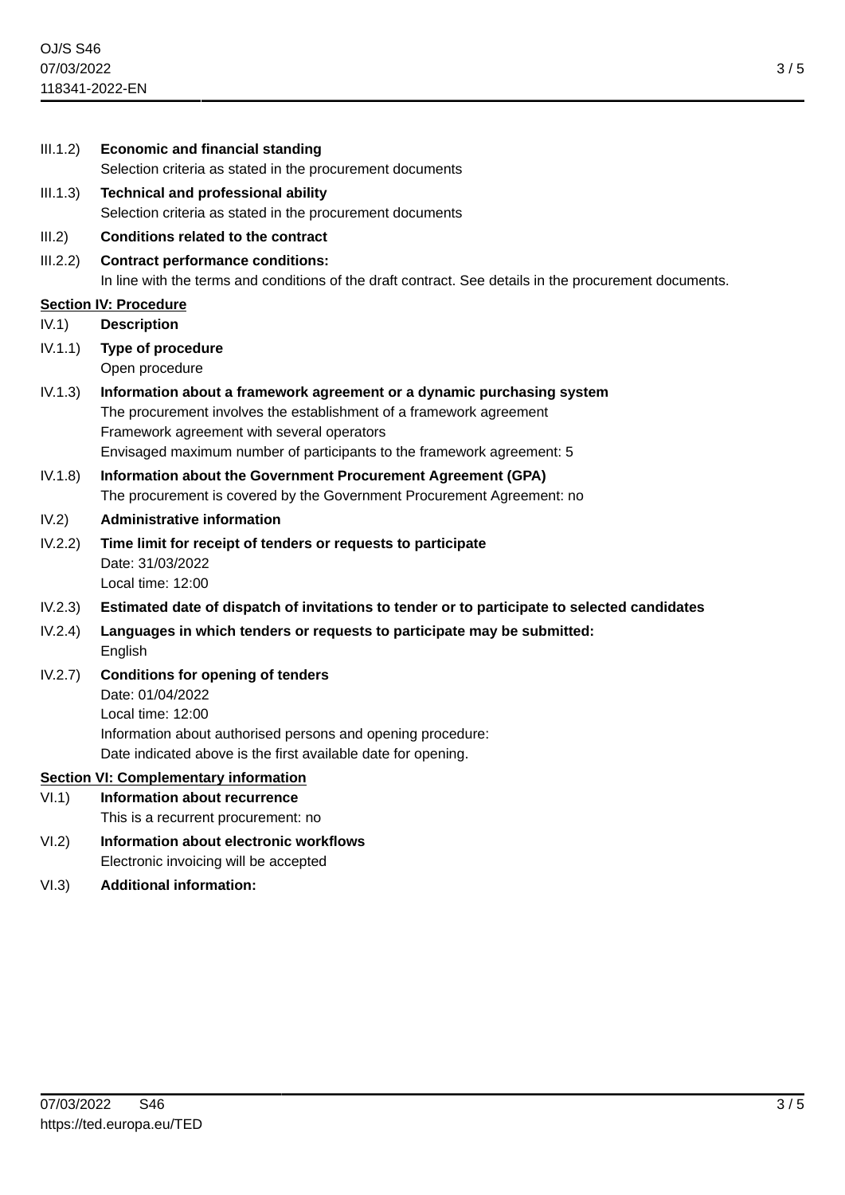III.1.2) **Economic and financial standing**
Selection criteria as stated in the procurement documents

III.1.3) **Technical and professional ability**
Selection criteria as stated in the procurement documents

III.2) **Conditions related to the contract**

III.2.2) **Contract performance conditions:**
In line with the terms and conditions of the draft contract. See details in the procurement documents.

**Section IV: Procedure**

IV.1) **Description**

IV.1.1) **Type of procedure**
Open procedure

IV.1.3) **Information about a framework agreement or a dynamic purchasing system**
The procurement involves the establishment of a framework agreement
Framework agreement with several operators
Envisaged maximum number of participants to the framework agreement: 5

IV.1.8) **Information about the Government Procurement Agreement (GPA)**
The procurement is covered by the Government Procurement Agreement: no

IV.2) **Administrative information**

IV.2.2) **Time limit for receipt of tenders or requests to participate**
Date: 31/03/2022
Local time: 12:00

IV.2.3) **Estimated date of dispatch of invitations to tender or to participate to selected candidates**

IV.2.4) **Languages in which tenders or requests to participate may be submitted:**
English

IV.2.7) **Conditions for opening of tenders**
Date: 01/04/2022
Local time: 12:00
Information about authorised persons and opening procedure:
Date indicated above is the first available date for opening.

**Section VI: Complementary information**

VI.1) **Information about recurrence**
This is a recurrent procurement: no

VI.2) **Information about electronic workflows**
Electronic invoicing will be accepted

VI.3) **Additional information:**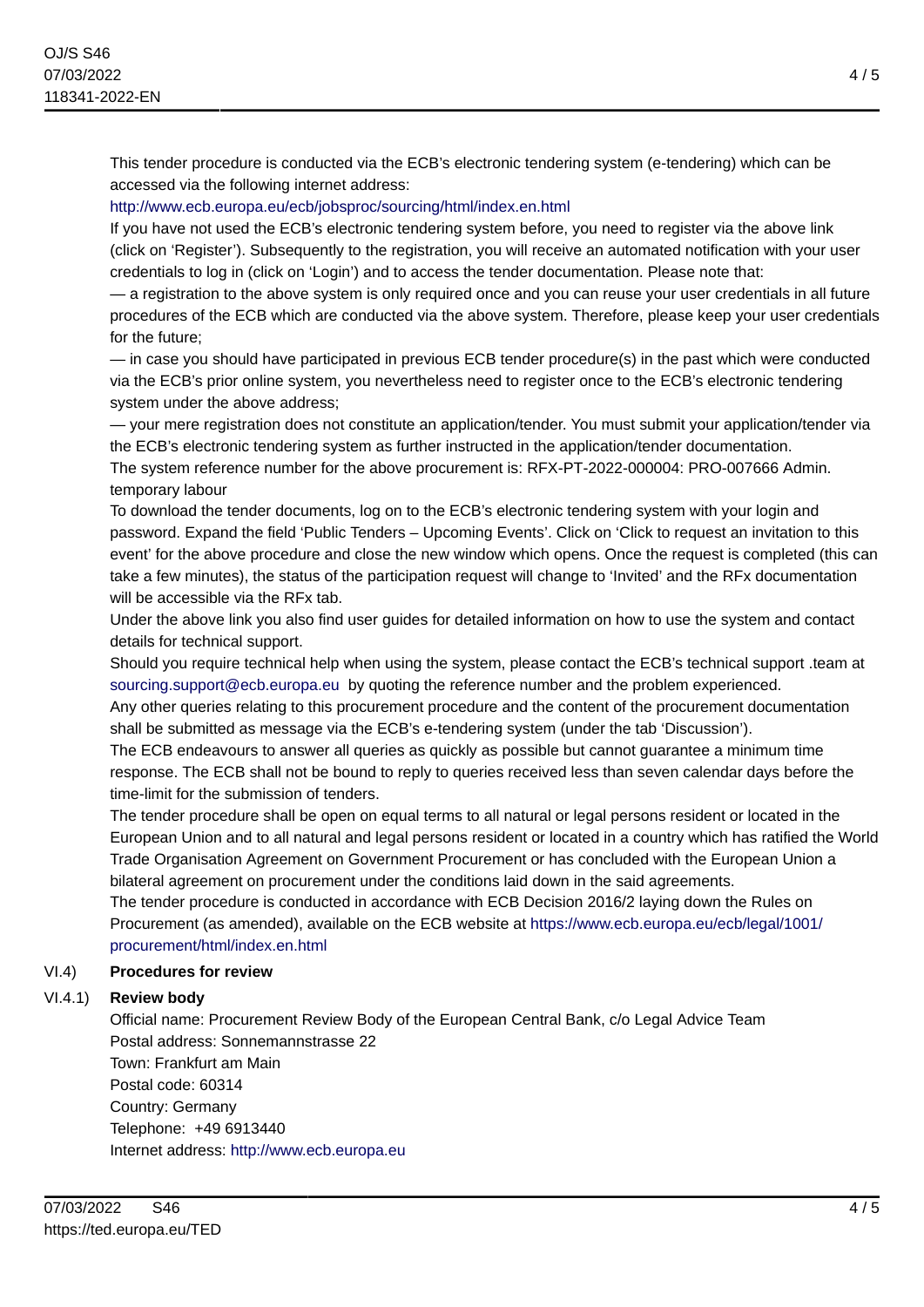This tender procedure is conducted via the ECB's electronic tendering system (e-tendering) which can be accessed via the following internet address:

http://www.ecb.europa.eu/ecb/jobsproc/sourcing/html/index.en.html

If you have not used the ECB's electronic tendering system before, you need to register via the above link (click on 'Register'). Subsequently to the registration, you will receive an automated notification with your user credentials to log in (click on 'Login') and to access the tender documentation. Please note that:

— a registration to the above system is only required once and you can reuse your user credentials in all future procedures of the ECB which are conducted via the above system. Therefore, please keep your user credentials for the future;

— in case you should have participated in previous ECB tender procedure(s) in the past which were conducted via the ECB's prior online system, you nevertheless need to register once to the ECB's electronic tendering system under the above address;

— your mere registration does not constitute an application/tender. You must submit your application/tender via the ECB's electronic tendering system as further instructed in the application/tender documentation.

The system reference number for the above procurement is: RFX-PT-2022-000004: PRO-007666 Admin. temporary labour

To download the tender documents, log on to the ECB's electronic tendering system with your login and password. Expand the field 'Public Tenders – Upcoming Events'. Click on 'Click to request an invitation to this event' for the above procedure and close the new window which opens. Once the request is completed (this can take a few minutes), the status of the participation request will change to 'Invited' and the RFx documentation will be accessible via the RFx tab.

Under the above link you also find user guides for detailed information on how to use the system and contact details for technical support.

Should you require technical help when using the system, please contact the ECB's technical support .team at sourcing.support@ecb.europa.eu by quoting the reference number and the problem experienced.

Any other queries relating to this procurement procedure and the content of the procurement documentation shall be submitted as message via the ECB's e-tendering system (under the tab 'Discussion').

The ECB endeavours to answer all queries as quickly as possible but cannot guarantee a minimum time response. The ECB shall not be bound to reply to queries received less than seven calendar days before the time-limit for the submission of tenders.

The tender procedure shall be open on equal terms to all natural or legal persons resident or located in the European Union and to all natural and legal persons resident or located in a country which has ratified the World Trade Organisation Agreement on Government Procurement or has concluded with the European Union a bilateral agreement on procurement under the conditions laid down in the said agreements.

The tender procedure is conducted in accordance with ECB Decision 2016/2 laying down the Rules on Procurement (as amended), available on the ECB website at https://www.ecb.europa.eu/ecb/legal/1001/procurement/html/index.en.html

### VI.4) Procedures for review

#### VI.4.1) Review body

Official name: Procurement Review Body of the European Central Bank, c/o Legal Advice Team
Postal address: Sonnemannstrasse 22
Town: Frankfurt am Main
Postal code: 60314
Country: Germany
Telephone: +49 6913440
Internet address: http://www.ecb.europa.eu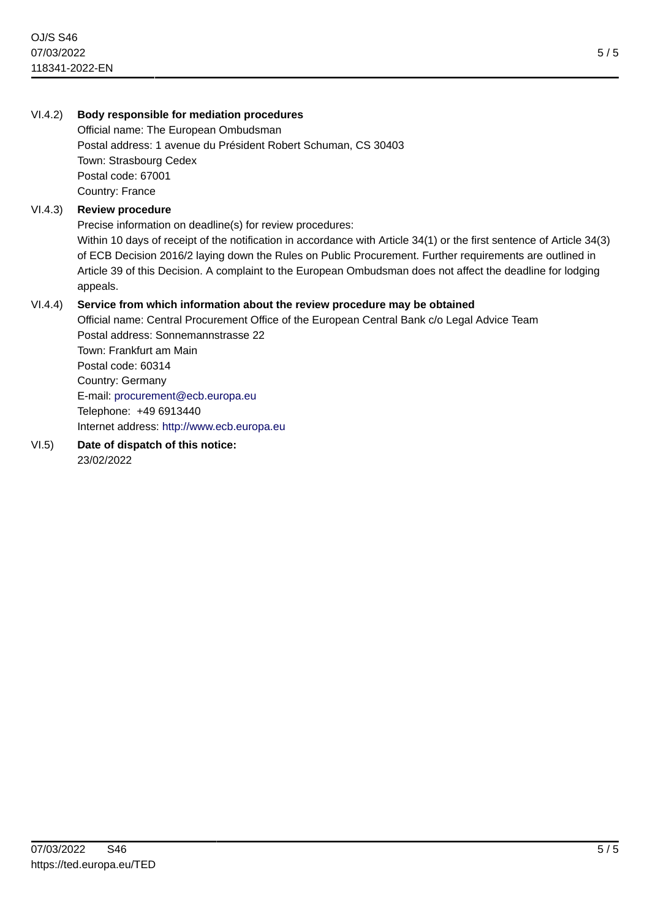VI.4.2) **Body responsible for mediation procedures**

Official name: The European Ombudsman
Postal address: 1 avenue du Président Robert Schuman, CS 30403
Town: Strasbourg Cedex
Postal code: 67001
Country: France

VI.4.3) **Review procedure**

Precise information on deadline(s) for review procedures:
Within 10 days of receipt of the notification in accordance with Article 34(1) or the first sentence of Article 34(3) of ECB Decision 2016/2 laying down the Rules on Public Procurement. Further requirements are outlined in Article 39 of this Decision. A complaint to the European Ombudsman does not affect the deadline for lodging appeals.

VI.4.4) **Service from which information about the review procedure may be obtained**

Official name: Central Procurement Office of the European Central Bank c/o Legal Advice Team
Postal address: Sonnemannstrasse 22
Town: Frankfurt am Main
Postal code: 60314
Country: Germany
E-mail: procurement@ecb.europa.eu
Telephone: +49 6913440
Internet address: http://www.ecb.europa.eu

VI.5) **Date of dispatch of this notice:**

23/02/2022